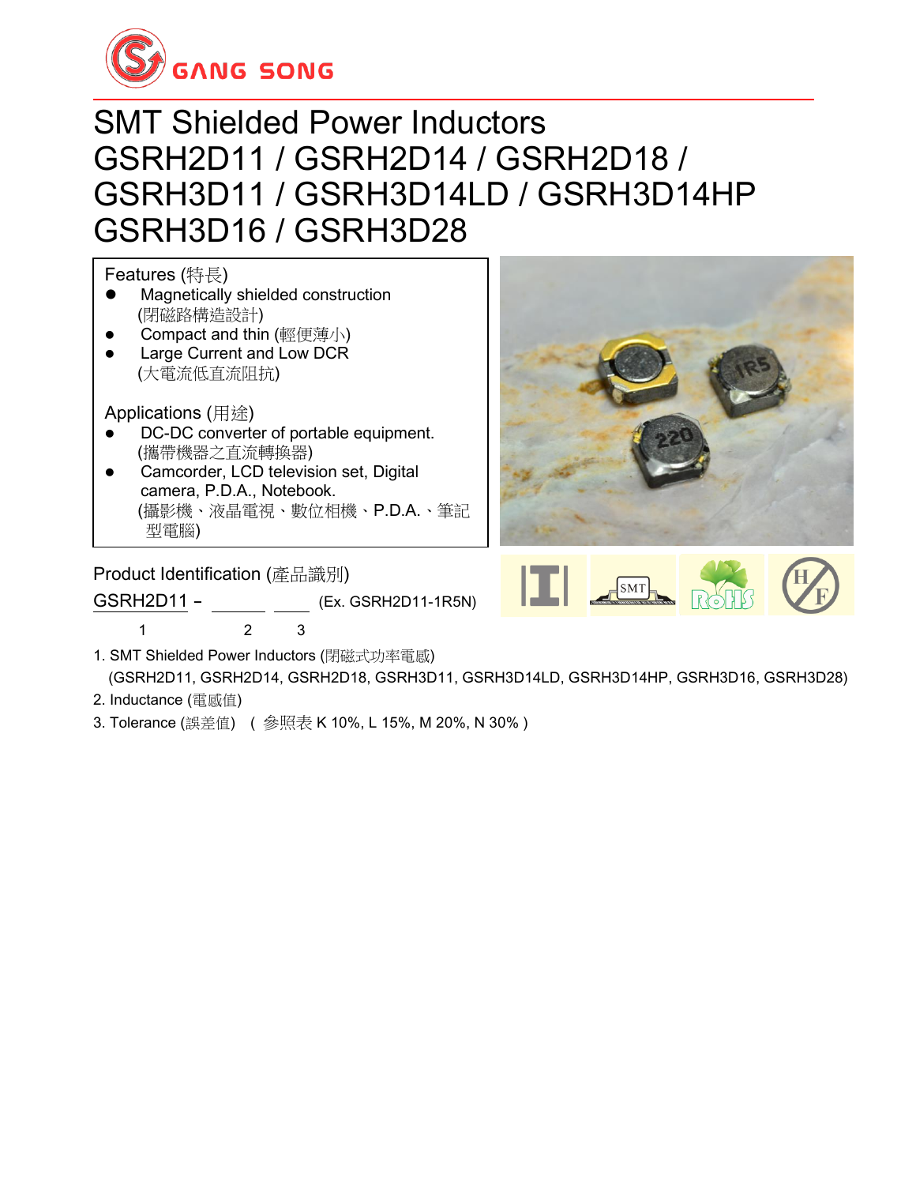# SMT Shielded Power Inductors
# GSRH2D11 / GSRH2D14 / GSRH2D18 / GSRH3D11 / GSRH3D14LD / GSRH3D14HP GSRH3D16 / GSRH3D28

Features (特長)

- Magnetically shielded construction (閉磁路構造設計)
- Compact and thin (輕便薄小)
- Large Current and Low DCR (大電流低直流阻抗)

Applications (用途)

- DC-DC converter of portable equipment. (攜帶機器之直流轉換器)
- Camcorder, LCD television set, Digital camera, P.D.A., Notebook. (攝影機、液晶電視、數位相機、P.D.A.、筆記型電腦)

Product Identification (產品識別)

GSRH2D11 – ______ ____ (Ex. GSRH2D11-1R5N)

1 2 3

1. SMT Shielded Power Inductors (閉磁式功率電感)
   (GSRH2D11, GSRH2D14, GSRH2D18, GSRH3D11, GSRH3D14LD, GSRH3D14HP, GSRH3D16, GSRH3D28)
2. Inductance (電感值)
3. Tolerance (誤差值) ( 參照表 K 10%, L 15%, M 20%, N 30% )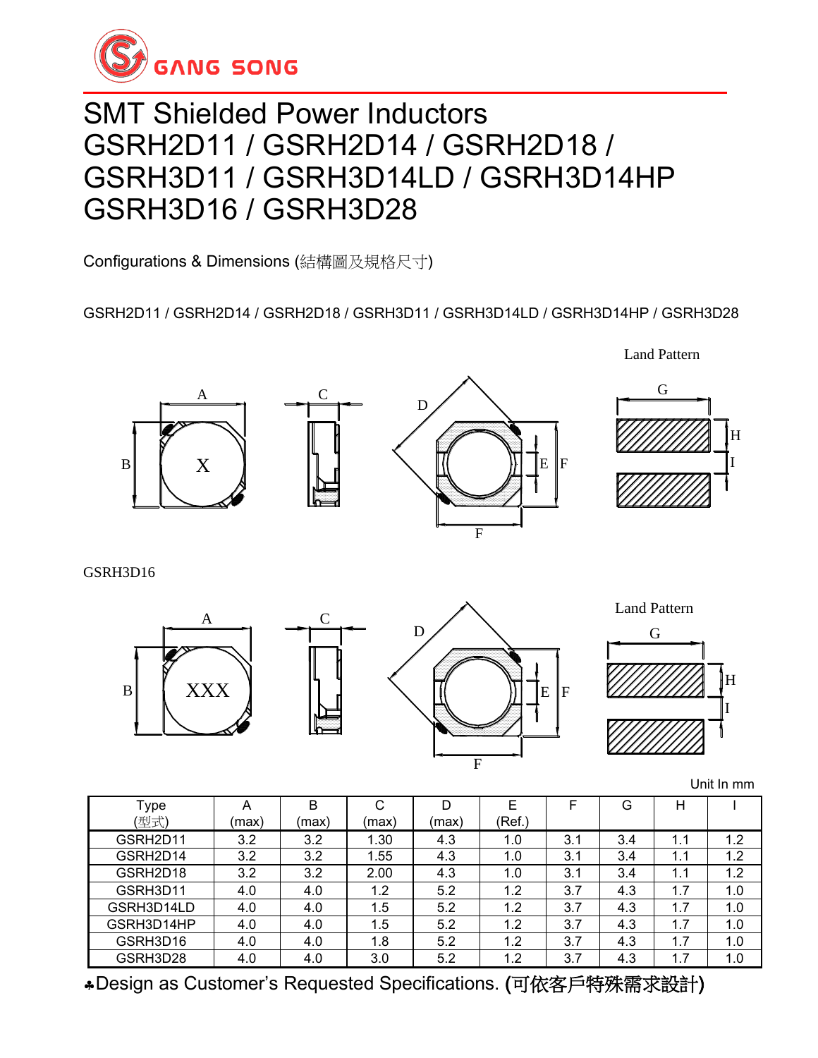# SMT Shielded Power Inductors
# GSRH2D11 / GSRH2D14 / GSRH2D18 / GSRH3D11 / GSRH3D14LD / GSRH3D14HP GSRH3D16 / GSRH3D28

Configurations & Dimensions (結構圖及規格尺寸)

GSRH2D11 / GSRH2D14 / GSRH2D18 / GSRH3D11 / GSRH3D14LD / GSRH3D14HP / GSRH3D28

Land Pattern

GSRH3D16

Land Pattern

Unit In mm

| Type (型式) | A (max) | B (max) | C (max) | D (max) | E (Ref.) | F | G | H | I |
|---|---|---|---|---|---|---|---|---|---|
| GSRH2D11 | 3.2 | 3.2 | 1.30 | 4.3 | 1.0 | 3.1 | 3.4 | 1.1 | 1.2 |
| GSRH2D14 | 3.2 | 3.2 | 1.55 | 4.3 | 1.0 | 3.1 | 3.4 | 1.1 | 1.2 |
| GSRH2D18 | 3.2 | 3.2 | 2.00 | 4.3 | 1.0 | 3.1 | 3.4 | 1.1 | 1.2 |
| GSRH3D11 | 4.0 | 4.0 | 1.2 | 5.2 | 1.2 | 3.7 | 4.3 | 1.7 | 1.0 |
| GSRH3D14LD | 4.0 | 4.0 | 1.5 | 5.2 | 1.2 | 3.7 | 4.3 | 1.7 | 1.0 |
| GSRH3D14HP | 4.0 | 4.0 | 1.5 | 5.2 | 1.2 | 3.7 | 4.3 | 1.7 | 1.0 |
| GSRH3D16 | 4.0 | 4.0 | 1.8 | 5.2 | 1.2 | 3.7 | 4.3 | 1.7 | 1.0 |
| GSRH3D28 | 4.0 | 4.0 | 3.0 | 5.2 | 1.2 | 3.7 | 4.3 | 1.7 | 1.0 |

♣Design as Customer's Requested Specifications. (可依客戶特殊需求設計)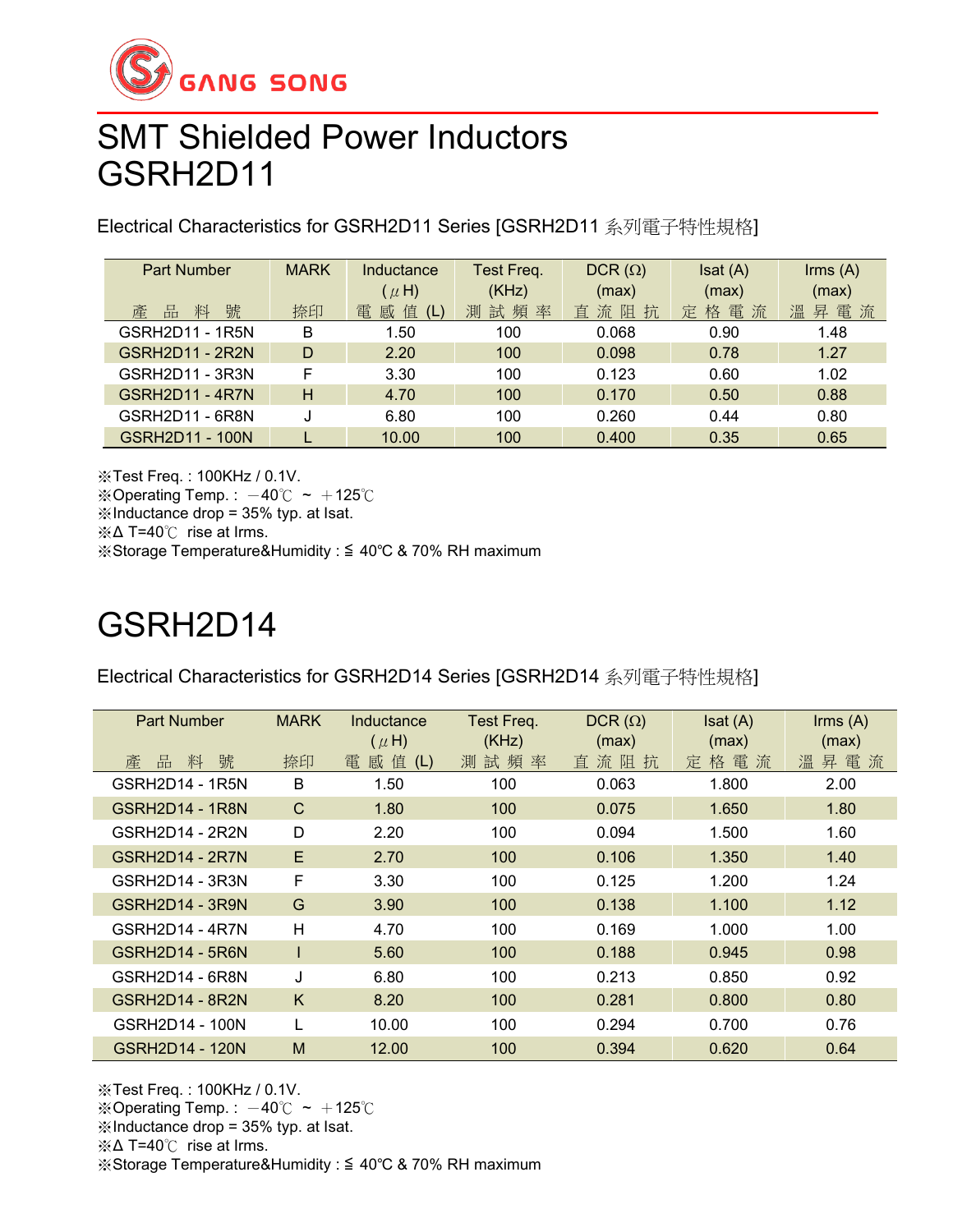GANG SONG

# SMT Shielded Power Inductors
# GSRH2D11

Electrical Characteristics for GSRH2D11 Series [GSRH2D11 系列電子特性規格]

| Part Number<br>產 品 料 號 | MARK<br>捺印 | Inductance<br>(μH)<br>電 感 值 (L) | Test Freq.<br>(KHz)<br>測 試 頻 率 | DCR (Ω)<br>(max)<br>直 流 阻 抗 | Isat (A)<br>(max)<br>定 格 電 流 | Irms (A)<br>(max)<br>溫 昇 電 流 |
|---|---|---|---|---|---|---|
| GSRH2D11 - 1R5N | B | 1.50 | 100 | 0.068 | 0.90 | 1.48 |
| GSRH2D11 - 2R2N | D | 2.20 | 100 | 0.098 | 0.78 | 1.27 |
| GSRH2D11 - 3R3N | F | 3.30 | 100 | 0.123 | 0.60 | 1.02 |
| GSRH2D11 - 4R7N | H | 4.70 | 100 | 0.170 | 0.50 | 0.88 |
| GSRH2D11 - 6R8N | J | 6.80 | 100 | 0.260 | 0.44 | 0.80 |
| GSRH2D11 - 100N | L | 10.00 | 100 | 0.400 | 0.35 | 0.65 |

※Test Freq. : 100KHz / 0.1V.
※Operating Temp. : －40℃ ~ ＋125℃
※Inductance drop = 35% typ. at Isat.
※Δ T=40℃ rise at Irms.
※Storage Temperature&Humidity : ≦ 40℃ & 70% RH maximum

# GSRH2D14

Electrical Characteristics for GSRH2D14 Series [GSRH2D14 系列電子特性規格]

| Part Number<br>產 品 料 號 | MARK<br>捺印 | Inductance<br>(μH)<br>電 感 值 (L) | Test Freq.<br>(KHz)<br>測 試 頻 率 | DCR (Ω)<br>(max)<br>直 流 阻 抗 | Isat (A)<br>(max)<br>定 格 電 流 | Irms (A)<br>(max)<br>溫 昇 電 流 |
|---|---|---|---|---|---|---|
| GSRH2D14 - 1R5N | B | 1.50 | 100 | 0.063 | 1.800 | 2.00 |
| GSRH2D14 - 1R8N | C | 1.80 | 100 | 0.075 | 1.650 | 1.80 |
| GSRH2D14 - 2R2N | D | 2.20 | 100 | 0.094 | 1.500 | 1.60 |
| GSRH2D14 - 2R7N | E | 2.70 | 100 | 0.106 | 1.350 | 1.40 |
| GSRH2D14 - 3R3N | F | 3.30 | 100 | 0.125 | 1.200 | 1.24 |
| GSRH2D14 - 3R9N | G | 3.90 | 100 | 0.138 | 1.100 | 1.12 |
| GSRH2D14 - 4R7N | H | 4.70 | 100 | 0.169 | 1.000 | 1.00 |
| GSRH2D14 - 5R6N | I | 5.60 | 100 | 0.188 | 0.945 | 0.98 |
| GSRH2D14 - 6R8N | J | 6.80 | 100 | 0.213 | 0.850 | 0.92 |
| GSRH2D14 - 8R2N | K | 8.20 | 100 | 0.281 | 0.800 | 0.80 |
| GSRH2D14 - 100N | L | 10.00 | 100 | 0.294 | 0.700 | 0.76 |
| GSRH2D14 - 120N | M | 12.00 | 100 | 0.394 | 0.620 | 0.64 |

※Test Freq. : 100KHz / 0.1V.
※Operating Temp. : －40℃ ~ ＋125℃
※Inductance drop = 35% typ. at Isat.
※Δ T=40℃ rise at Irms.
※Storage Temperature&Humidity : ≦ 40℃ & 70% RH maximum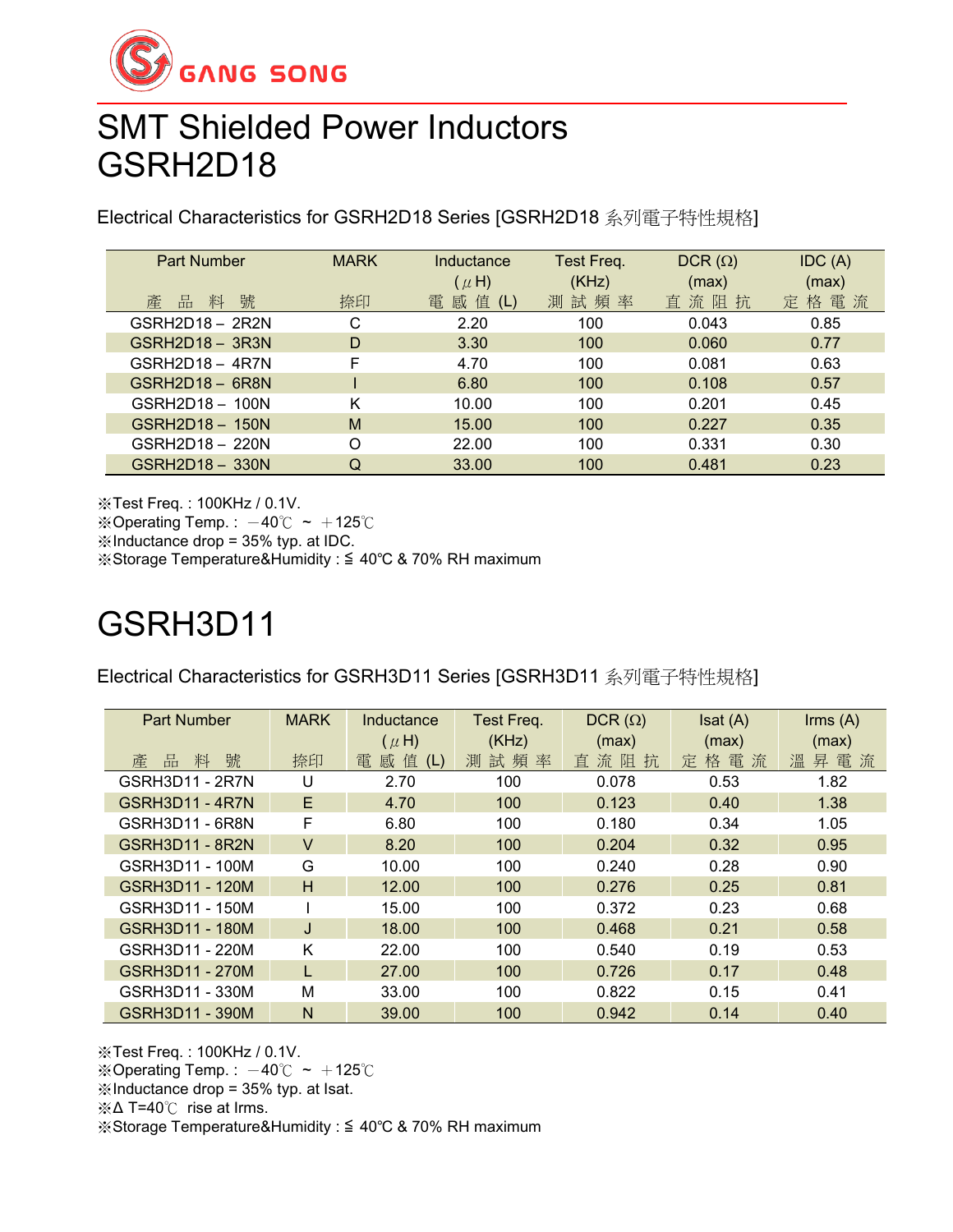GANG SONG

# SMT Shielded Power Inductors
# GSRH2D18

Electrical Characteristics for GSRH2D18 Series [GSRH2D18 系列電子特性規格]

| Part Number 產 品 料 號 | MARK 捺印 | Inductance (μH) 電 感 值 (L) | Test Freq. (KHz) 測 試 頻 率 | DCR (Ω) (max) 直 流 阻 抗 | IDC (A) (max) 定 格 電 流 |
|---|---|---|---|---|---|
| GSRH2D18 – 2R2N | C | 2.20 | 100 | 0.043 | 0.85 |
| GSRH2D18 – 3R3N | D | 3.30 | 100 | 0.060 | 0.77 |
| GSRH2D18 – 4R7N | F | 4.70 | 100 | 0.081 | 0.63 |
| GSRH2D18 – 6R8N | I | 6.80 | 100 | 0.108 | 0.57 |
| GSRH2D18 – 100N | K | 10.00 | 100 | 0.201 | 0.45 |
| GSRH2D18 – 150N | M | 15.00 | 100 | 0.227 | 0.35 |
| GSRH2D18 – 220N | O | 22.00 | 100 | 0.331 | 0.30 |
| GSRH2D18 – 330N | Q | 33.00 | 100 | 0.481 | 0.23 |

※Test Freq. : 100KHz / 0.1V.
※Operating Temp. : －40℃ ~ ＋125℃
※Inductance drop = 35% typ. at IDC.
※Storage Temperature&Humidity : ≦ 40℃ & 70% RH maximum

# GSRH3D11

Electrical Characteristics for GSRH3D11 Series [GSRH3D11 系列電子特性規格]

| Part Number 產 品 料 號 | MARK 捺印 | Inductance (μH) 電 感 值 (L) | Test Freq. (KHz) 測 試 頻 率 | DCR (Ω) (max) 直 流 阻 抗 | Isat (A) (max) 定 格 電 流 | Irms (A) (max) 溫 昇 電 流 |
|---|---|---|---|---|---|---|
| GSRH3D11 - 2R7N | U | 2.70 | 100 | 0.078 | 0.53 | 1.82 |
| GSRH3D11 - 4R7N | E | 4.70 | 100 | 0.123 | 0.40 | 1.38 |
| GSRH3D11 - 6R8N | F | 6.80 | 100 | 0.180 | 0.34 | 1.05 |
| GSRH3D11 - 8R2N | V | 8.20 | 100 | 0.204 | 0.32 | 0.95 |
| GSRH3D11 - 100M | G | 10.00 | 100 | 0.240 | 0.28 | 0.90 |
| GSRH3D11 - 120M | H | 12.00 | 100 | 0.276 | 0.25 | 0.81 |
| GSRH3D11 - 150M | I | 15.00 | 100 | 0.372 | 0.23 | 0.68 |
| GSRH3D11 - 180M | J | 18.00 | 100 | 0.468 | 0.21 | 0.58 |
| GSRH3D11 - 220M | K | 22.00 | 100 | 0.540 | 0.19 | 0.53 |
| GSRH3D11 - 270M | L | 27.00 | 100 | 0.726 | 0.17 | 0.48 |
| GSRH3D11 - 330M | M | 33.00 | 100 | 0.822 | 0.15 | 0.41 |
| GSRH3D11 - 390M | N | 39.00 | 100 | 0.942 | 0.14 | 0.40 |

※Test Freq. : 100KHz / 0.1V.
※Operating Temp. : －40℃ ~ ＋125℃
※Inductance drop = 35% typ. at Isat.
※Δ T=40℃ rise at Irms.
※Storage Temperature&Humidity : ≦ 40℃ & 70% RH maximum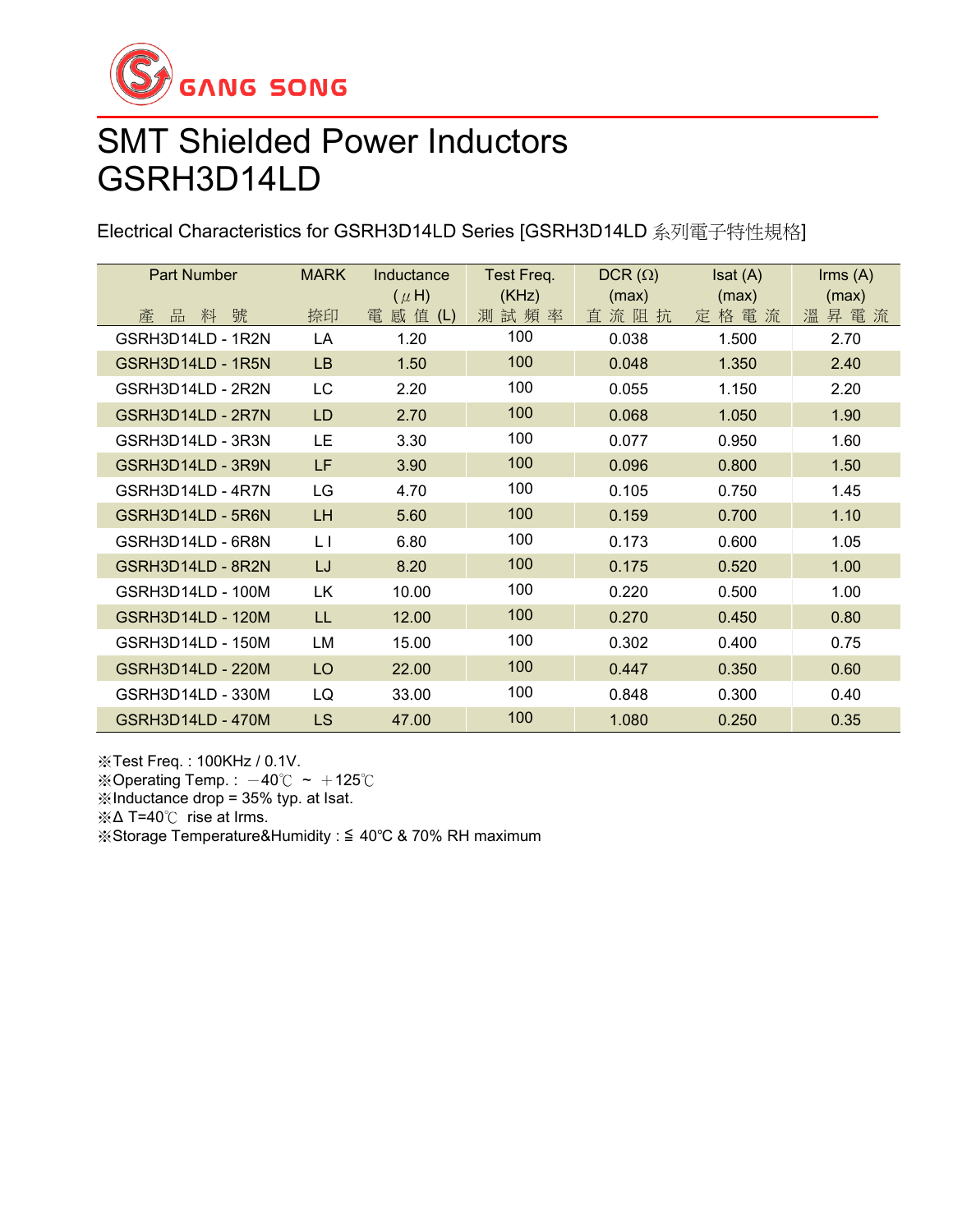GANG SONG

# SMT Shielded Power Inductors
# GSRH3D14LD

Electrical Characteristics for GSRH3D14LD Series [GSRH3D14LD 系列電子特性規格]

| Part Number<br>產 品 料 號 | MARK<br>捺印 | Inductance<br>( μH)<br>電 感 值 (L) | Test Freq.<br>(KHz)<br>測 試 頻 率 | DCR (Ω)<br>(max)<br>直 流 阻 抗 | Isat (A)<br>(max)<br>定 格 電 流 | Irms (A)<br>(max)<br>溫 昇 電 流 |
|---|---|---|---|---|---|---|
| GSRH3D14LD - 1R2N | LA | 1.20 | 100 | 0.038 | 1.500 | 2.70 |
| GSRH3D14LD - 1R5N | LB | 1.50 | 100 | 0.048 | 1.350 | 2.40 |
| GSRH3D14LD - 2R2N | LC | 2.20 | 100 | 0.055 | 1.150 | 2.20 |
| GSRH3D14LD - 2R7N | LD | 2.70 | 100 | 0.068 | 1.050 | 1.90 |
| GSRH3D14LD - 3R3N | LE | 3.30 | 100 | 0.077 | 0.950 | 1.60 |
| GSRH3D14LD - 3R9N | LF | 3.90 | 100 | 0.096 | 0.800 | 1.50 |
| GSRH3D14LD - 4R7N | LG | 4.70 | 100 | 0.105 | 0.750 | 1.45 |
| GSRH3D14LD - 5R6N | LH | 5.60 | 100 | 0.159 | 0.700 | 1.10 |
| GSRH3D14LD - 6R8N | L I | 6.80 | 100 | 0.173 | 0.600 | 1.05 |
| GSRH3D14LD - 8R2N | LJ | 8.20 | 100 | 0.175 | 0.520 | 1.00 |
| GSRH3D14LD - 100M | LK | 10.00 | 100 | 0.220 | 0.500 | 1.00 |
| GSRH3D14LD - 120M | LL | 12.00 | 100 | 0.270 | 0.450 | 0.80 |
| GSRH3D14LD - 150M | LM | 15.00 | 100 | 0.302 | 0.400 | 0.75 |
| GSRH3D14LD - 220M | LO | 22.00 | 100 | 0.447 | 0.350 | 0.60 |
| GSRH3D14LD - 330M | LQ | 33.00 | 100 | 0.848 | 0.300 | 0.40 |
| GSRH3D14LD - 470M | LS | 47.00 | 100 | 1.080 | 0.250 | 0.35 |

※Test Freq. : 100KHz / 0.1V.
※Operating Temp. : －40℃ ~ ＋125℃
※Inductance drop = 35% typ. at Isat.
※Δ T=40℃ rise at Irms.
※Storage Temperature&Humidity : ≦ 40℃ & 70% RH maximum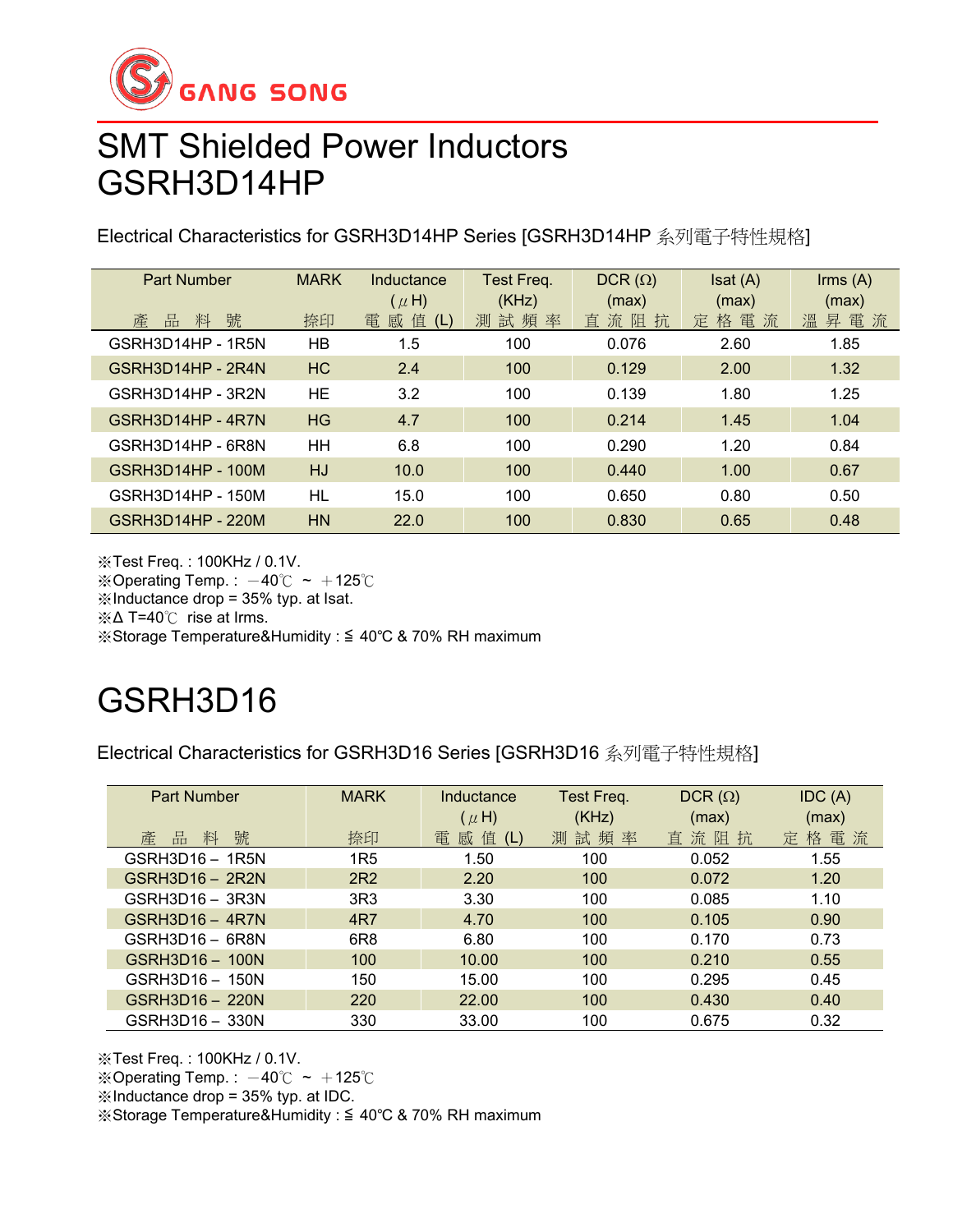GANG SONG

# SMT Shielded Power Inductors
# GSRH3D14HP

Electrical Characteristics for GSRH3D14HP Series [GSRH3D14HP 系列電子特性規格]

| Part Number<br>產 品 料 號 | MARK<br>捺印 | Inductance<br>(μH)<br>電 感 值 (L) | Test Freq.<br>(KHz)<br>測 試 頻 率 | DCR (Ω)<br>(max)<br>直 流 阻 抗 | Isat (A)<br>(max)<br>定 格 電 流 | Irms (A)<br>(max)<br>溫 昇 電 流 |
|---|---|---|---|---|---|---|
| GSRH3D14HP - 1R5N | HB | 1.5 | 100 | 0.076 | 2.60 | 1.85 |
| GSRH3D14HP - 2R4N | HC | 2.4 | 100 | 0.129 | 2.00 | 1.32 |
| GSRH3D14HP - 3R2N | HE | 3.2 | 100 | 0.139 | 1.80 | 1.25 |
| GSRH3D14HP - 4R7N | HG | 4.7 | 100 | 0.214 | 1.45 | 1.04 |
| GSRH3D14HP - 6R8N | HH | 6.8 | 100 | 0.290 | 1.20 | 0.84 |
| GSRH3D14HP - 100M | HJ | 10.0 | 100 | 0.440 | 1.00 | 0.67 |
| GSRH3D14HP - 150M | HL | 15.0 | 100 | 0.650 | 0.80 | 0.50 |
| GSRH3D14HP - 220M | HN | 22.0 | 100 | 0.830 | 0.65 | 0.48 |

※Test Freq. : 100KHz / 0.1V.
※Operating Temp. : －40℃ ~ ＋125℃
※Inductance drop = 35% typ. at Isat.
※Δ T=40℃ rise at Irms.
※Storage Temperature&Humidity : ≦ 40℃ & 70% RH maximum

# GSRH3D16

Electrical Characteristics for GSRH3D16 Series [GSRH3D16 系列電子特性規格]

| Part Number<br>產 品 料 號 | MARK<br>捺印 | Inductance<br>(μH)<br>電 感 值 (L) | Test Freq.<br>(KHz)<br>測 試 頻 率 | DCR (Ω)<br>(max)<br>直 流 阻 抗 | IDC (A)<br>(max)<br>定 格 電 流 |
|---|---|---|---|---|---|
| GSRH3D16 – 1R5N | 1R5 | 1.50 | 100 | 0.052 | 1.55 |
| GSRH3D16 – 2R2N | 2R2 | 2.20 | 100 | 0.072 | 1.20 |
| GSRH3D16 – 3R3N | 3R3 | 3.30 | 100 | 0.085 | 1.10 |
| GSRH3D16 – 4R7N | 4R7 | 4.70 | 100 | 0.105 | 0.90 |
| GSRH3D16 – 6R8N | 6R8 | 6.80 | 100 | 0.170 | 0.73 |
| GSRH3D16 – 100N | 100 | 10.00 | 100 | 0.210 | 0.55 |
| GSRH3D16 – 150N | 150 | 15.00 | 100 | 0.295 | 0.45 |
| GSRH3D16 – 220N | 220 | 22.00 | 100 | 0.430 | 0.40 |
| GSRH3D16 – 330N | 330 | 33.00 | 100 | 0.675 | 0.32 |

※Test Freq. : 100KHz / 0.1V.
※Operating Temp. : －40℃ ~ ＋125℃
※Inductance drop = 35% typ. at IDC.
※Storage Temperature&Humidity : ≦ 40℃ & 70% RH maximum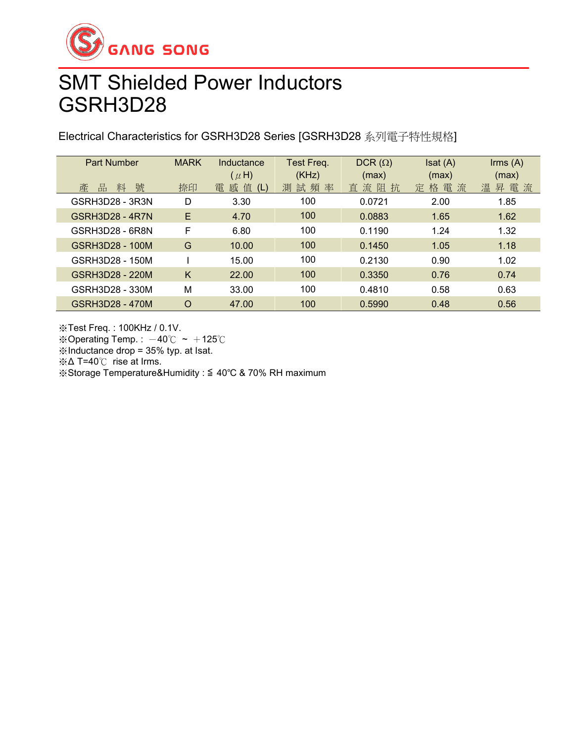GANG SONG

# SMT Shielded Power Inductors
# GSRH3D28

Electrical Characteristics for GSRH3D28 Series [GSRH3D28 系列電子特性規格]

| Part Number<br>產 品 料 號 | MARK<br>捺印 | Inductance<br>(μH)<br>電 感 值 (L) | Test Freq.<br>(KHz)<br>測 試 頻 率 | DCR (Ω)<br>(max)<br>直 流 阻 抗 | Isat (A)<br>(max)<br>定 格 電 流 | Irms (A)<br>(max)<br>溫 昇 電 流 |
|---|---|---|---|---|---|---|
| GSRH3D28 - 3R3N | D | 3.30 | 100 | 0.0721 | 2.00 | 1.85 |
| GSRH3D28 - 4R7N | E | 4.70 | 100 | 0.0883 | 1.65 | 1.62 |
| GSRH3D28 - 6R8N | F | 6.80 | 100 | 0.1190 | 1.24 | 1.32 |
| GSRH3D28 - 100M | G | 10.00 | 100 | 0.1450 | 1.05 | 1.18 |
| GSRH3D28 - 150M | I | 15.00 | 100 | 0.2130 | 0.90 | 1.02 |
| GSRH3D28 - 220M | K | 22.00 | 100 | 0.3350 | 0.76 | 0.74 |
| GSRH3D28 - 330M | M | 33.00 | 100 | 0.4810 | 0.58 | 0.63 |
| GSRH3D28 - 470M | O | 47.00 | 100 | 0.5990 | 0.48 | 0.56 |

※Test Freq. : 100KHz / 0.1V.
※Operating Temp. : －40℃ ~ ＋125℃
※Inductance drop = 35% typ. at Isat.
※Δ T=40℃ rise at Irms.
※Storage Temperature&Humidity : ≦ 40℃ & 70% RH maximum